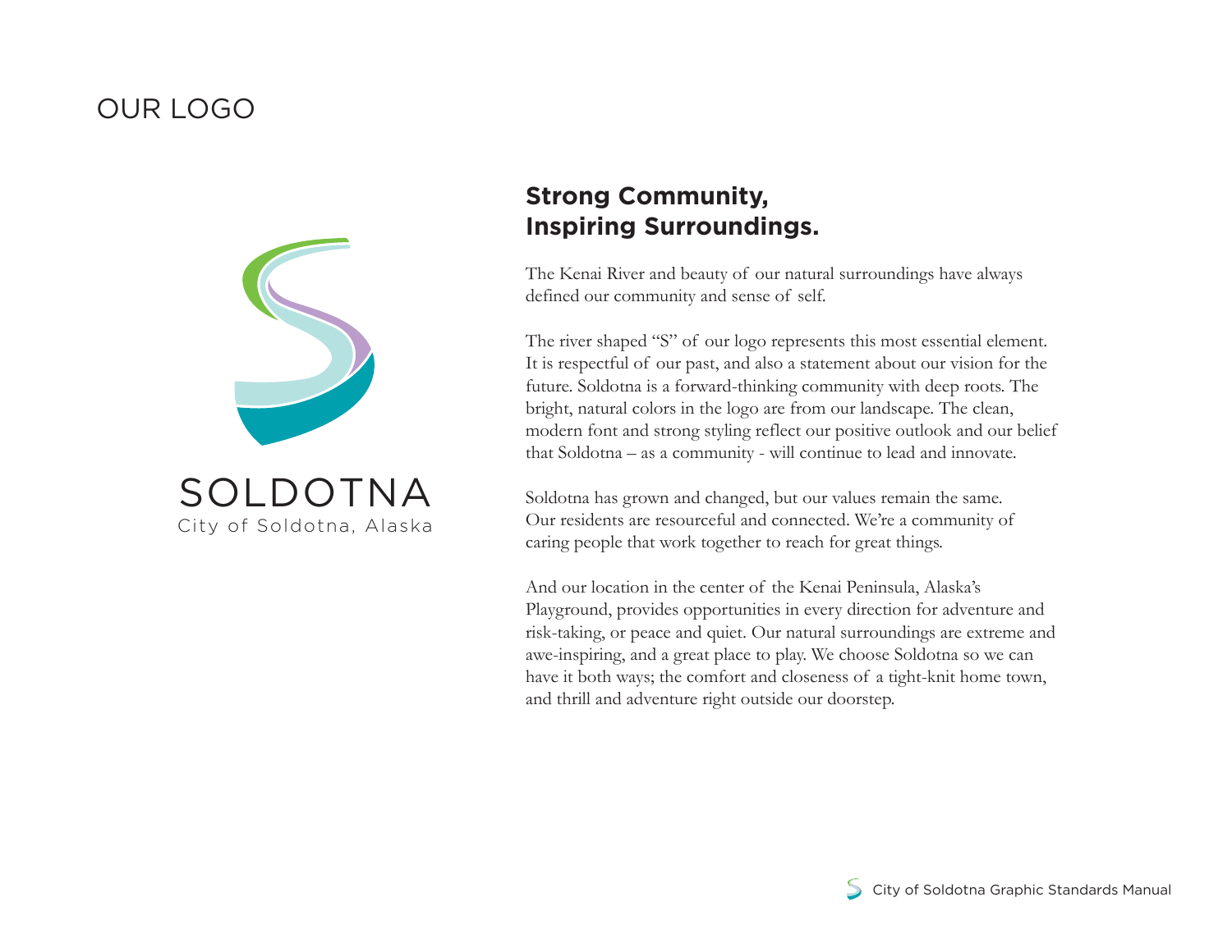# OUR LOGO

SOLDOTNA
City of Soldotna, Alaska

## Strong Community, Inspiring Surroundings.

The Kenai River and beauty of our natural surroundings have always defined our community and sense of self.

The river shaped "S" of our logo represents this most essential element. It is respectful of our past, and also a statement about our vision for the future. Soldotna is a forward-thinking community with deep roots. The bright, natural colors in the logo are from our landscape. The clean, modern font and strong styling reflect our positive outlook and our belief that Soldotna – as a community - will continue to lead and innovate.

Soldotna has grown and changed, but our values remain the same. Our residents are resourceful and connected. We're a community of caring people that work together to reach for great things.

And our location in the center of the Kenai Peninsula, Alaska's Playground, provides opportunities in every direction for adventure and risk-taking, or peace and quiet. Our natural surroundings are extreme and awe-inspiring, and a great place to play. We choose Soldotna so we can have it both ways; the comfort and closeness of a tight-knit home town, and thrill and adventure right outside our doorstep.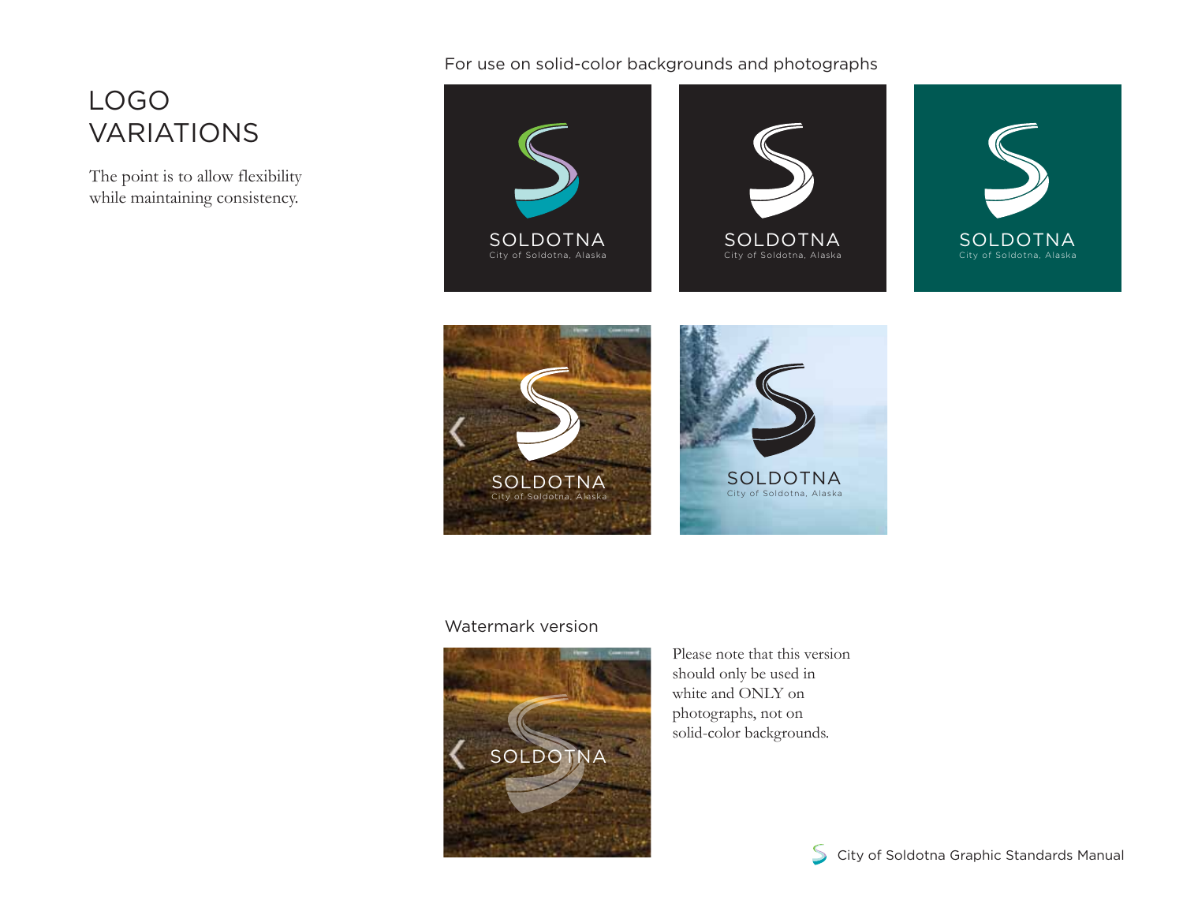# LOGO VARIATIONS

The point is to allow flexibility while maintaining consistency.

For use on solid-color backgrounds and photographs

Watermark version

Please note that this version should only be used in white and ONLY on photographs, not on solid-color backgrounds.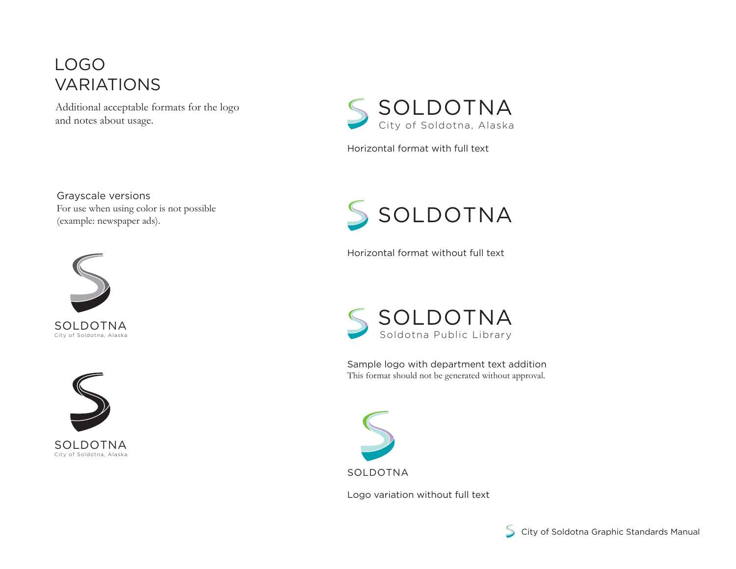# LOGO VARIATIONS

Additional acceptable formats for the logo and notes about usage.

SOLDOTNA
City of Soldotna, Alaska

Horizontal format with full text

## Grayscale versions

For use when using color is not possible (example: newspaper ads).

SOLDOTNA
City of Soldotna, Alaska

SOLDOTNA
City of Soldotna, Alaska

SOLDOTNA

Horizontal format without full text

SOLDOTNA
Soldotna Public Library

Sample logo with department text addition

This format should not be generated without approval.

SOLDOTNA

Logo variation without full text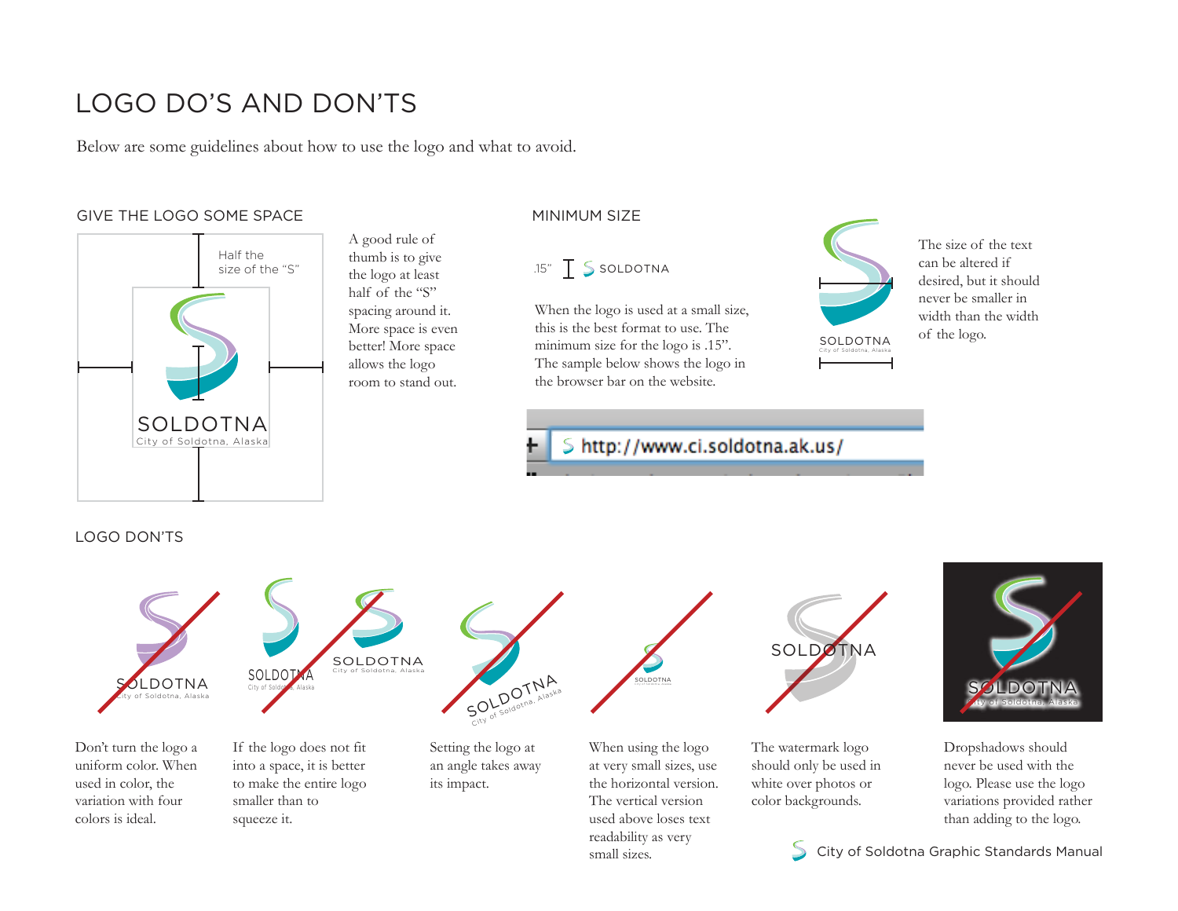# LOGO DO'S AND DON'TS

Below are some guidelines about how to use the logo and what to avoid.

## GIVE THE LOGO SOME SPACE

Half the size of the "S"

A good rule of thumb is to give the logo at least half of the "S" spacing around it. More space is even better! More space allows the logo room to stand out.

## MINIMUM SIZE

.15"

When the logo is used at a small size, this is the best format to use. The minimum size for the logo is .15". The sample below shows the logo in the browser bar on the website.

http://www.ci.soldotna.ak.us/

The size of the text can be altered if desired, but it should never be smaller in width than the width of the logo.

## LOGO DON'TS

Don't turn the logo a uniform color. When used in color, the variation with four colors is ideal.

If the logo does not fit into a space, it is better to make the entire logo smaller than to squeeze it.

Setting the logo at an angle takes away its impact.

When using the logo at very small sizes, use the horizontal version. The vertical version used above loses text readability as very small sizes.

The watermark logo should only be used in white over photos or color backgrounds.

Dropshadows should never be used with the logo. Please use the logo variations provided rather than adding to the logo.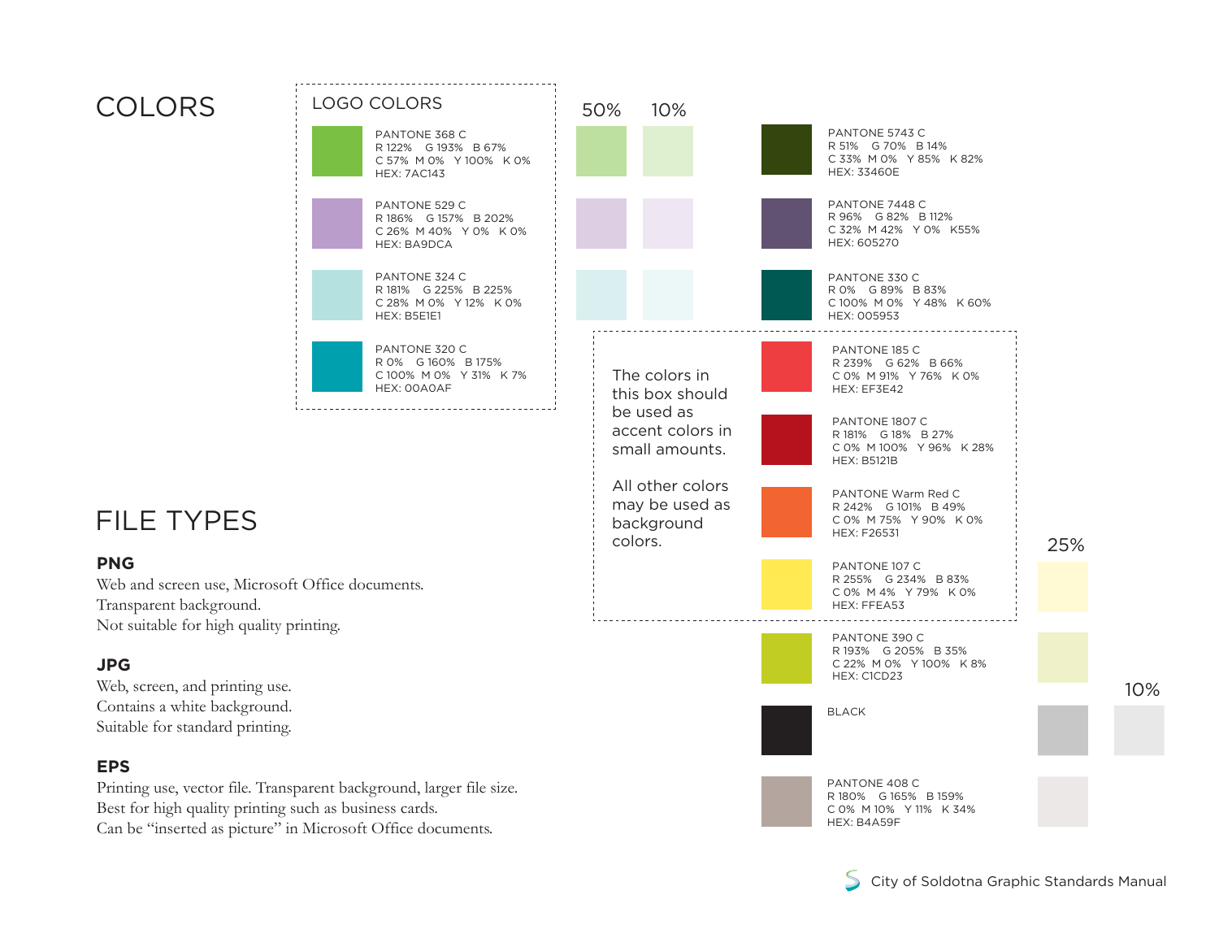# COLORS

## LOGO COLORS

PANTONE 368 C
R 122% G 193% B 67%
C 57% M 0% Y 100% K 0%
HEX: 7AC143

PANTONE 529 C
R 186% G 157% B 202%
C 26% M 40% Y 0% K 0%
HEX: BA9DCA

PANTONE 324 C
R 181% G 225% B 225%
C 28% M 0% Y 12% K 0%
HEX: B5E1E1

PANTONE 320 C
R 0% G 160% B 175%
C 100% M 0% Y 31% K 7%
HEX: 00A0AF

50% 10%

PANTONE 5743 C
R 51% G 70% B 14%
C 33% M 0% Y 85% K 82%
HEX: 33460E

PANTONE 7448 C
R 96% G 82% B 112%
C 32% M 42% Y 0% K55%
HEX: 605270

PANTONE 330 C
R 0% G 89% B 83%
C 100% M 0% Y 48% K 60%
HEX: 005953

The colors in this box should be used as accent colors in small amounts.

All other colors may be used as background colors.

PANTONE 185 C
R 239% G 62% B 66%
C 0% M 91% Y 76% K 0%
HEX: EF3E42

PANTONE 1807 C
R 181% G 18% B 27%
C 0% M 100% Y 96% K 28%
HEX: B5121B

PANTONE Warm Red C
R 242% G 101% B 49%
C 0% M 75% Y 90% K 0%
HEX: F26531

PANTONE 107 C
R 255% G 234% B 83%
C 0% M 4% Y 79% K 0%
HEX: FFEA53

25%

PANTONE 390 C
R 193% G 205% B 35%
C 22% M 0% Y 100% K 8%
HEX: C1CD23

10%

BLACK

PANTONE 408 C
R 180% G 165% B 159%
C 0% M 10% Y 11% K 34%
HEX: B4A59F

# FILE TYPES

**PNG**
Web and screen use, Microsoft Office documents.
Transparent background.
Not suitable for high quality printing.

**JPG**
Web, screen, and printing use.
Contains a white background.
Suitable for standard printing.

**EPS**
Printing use, vector file. Transparent background, larger file size.
Best for high quality printing such as business cards.
Can be "inserted as picture" in Microsoft Office documents.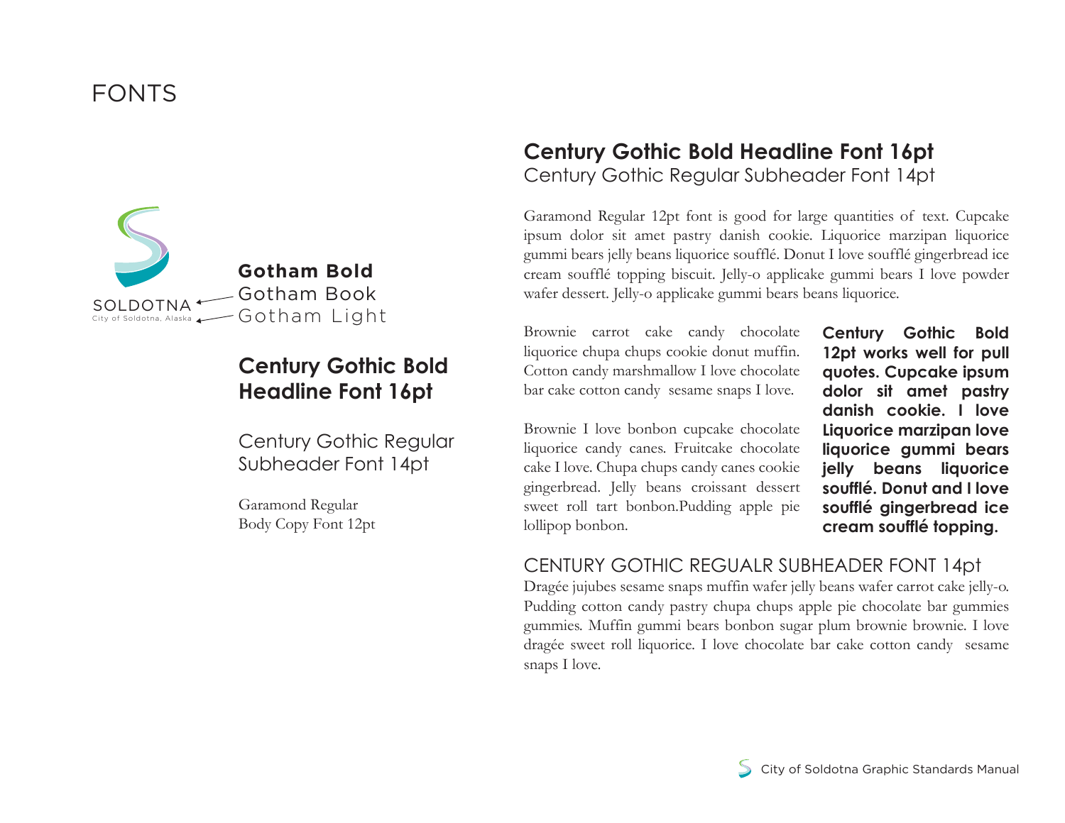# FONTS

SOLDOTNA
City of Soldotna, Alaska

**Gotham Bold**
Gotham Book
Gotham Light

**Century Gothic Bold Headline Font 16pt**

Century Gothic Regular Subheader Font 14pt

Garamond Regular Body Copy Font 12pt

## Century Gothic Bold Headline Font 16pt

Century Gothic Regular Subheader Font 14pt

Garamond Regular 12pt font is good for large quantities of text. Cupcake ipsum dolor sit amet pastry danish cookie. Liquorice marzipan liquorice gummi bears jelly beans liquorice soufflé. Donut I love soufflé gingerbread ice cream soufflé topping biscuit. Jelly-o applicake gummi bears I love powder wafer dessert. Jelly-o applicake gummi bears beans liquorice.

Brownie carrot cake candy chocolate liquorice chupa chups cookie donut muffin. Cotton candy marshmallow I love chocolate bar cake cotton candy sesame snaps I love.

Brownie I love bonbon cupcake chocolate liquorice candy canes. Fruitcake chocolate cake I love. Chupa chups candy canes cookie gingerbread. Jelly beans croissant dessert sweet roll tart bonbon.Pudding apple pie lollipop bonbon.

**Century Gothic Bold 12pt works well for pull quotes. Cupcake ipsum dolor sit amet pastry danish cookie. I love Liquorice marzipan love liquorice gummi bears jelly beans liquorice soufflé. Donut and I love soufflé gingerbread ice cream soufflé topping.**

CENTURY GOTHIC REGUALR SUBHEADER FONT 14pt

Dragée jujubes sesame snaps muffin wafer jelly beans wafer carrot cake jelly-o. Pudding cotton candy pastry chupa chups apple pie chocolate bar gummies gummies. Muffin gummi bears bonbon sugar plum brownie brownie. I love dragée sweet roll liquorice. I love chocolate bar cake cotton candy sesame snaps I love.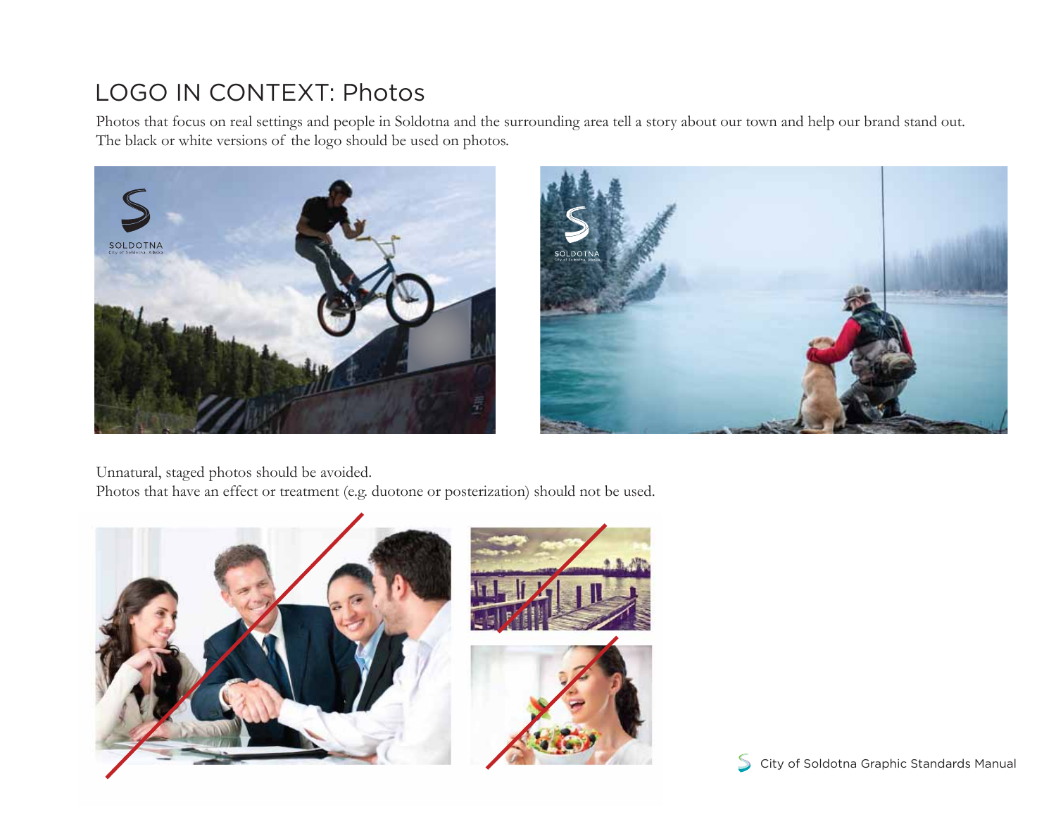# LOGO IN CONTEXT: Photos

Photos that focus on real settings and people in Soldotna and the surrounding area tell a story about our town and help our brand stand out. The black or white versions of the logo should be used on photos.

Unnatural, staged photos should be avoided.
Photos that have an effect or treatment (e.g. duotone or posterization) should not be used.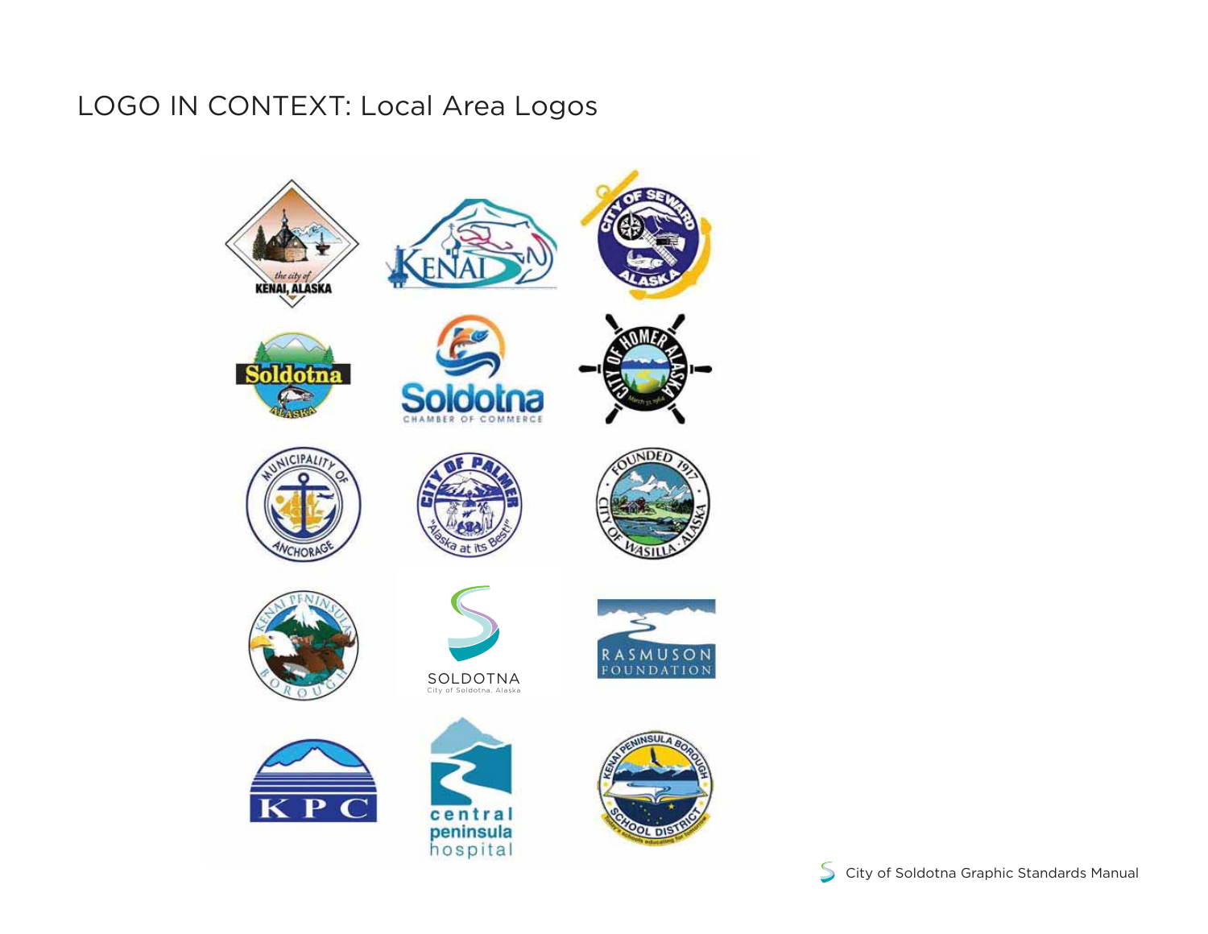# LOGO IN CONTEXT: Local Area Logos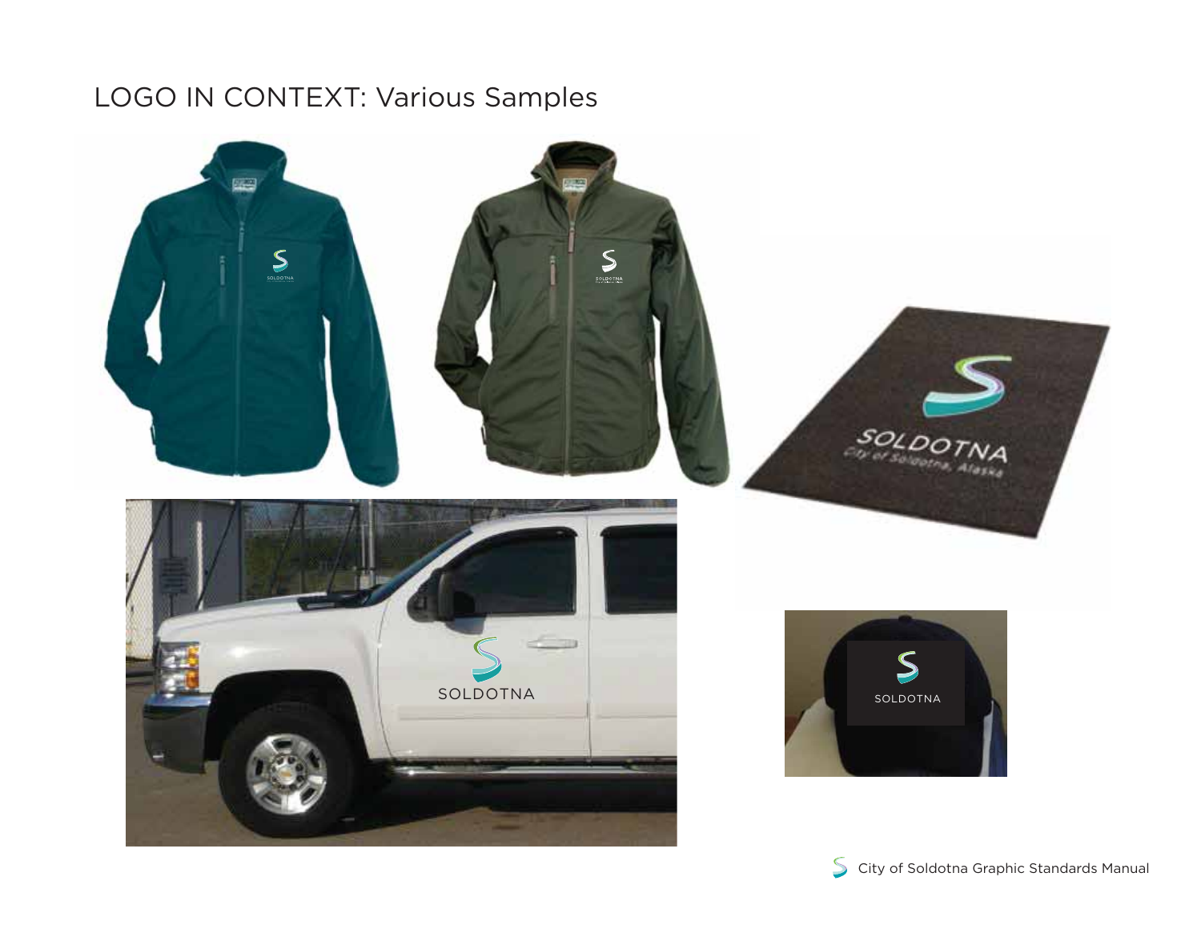# LOGO IN CONTEXT: Various Samples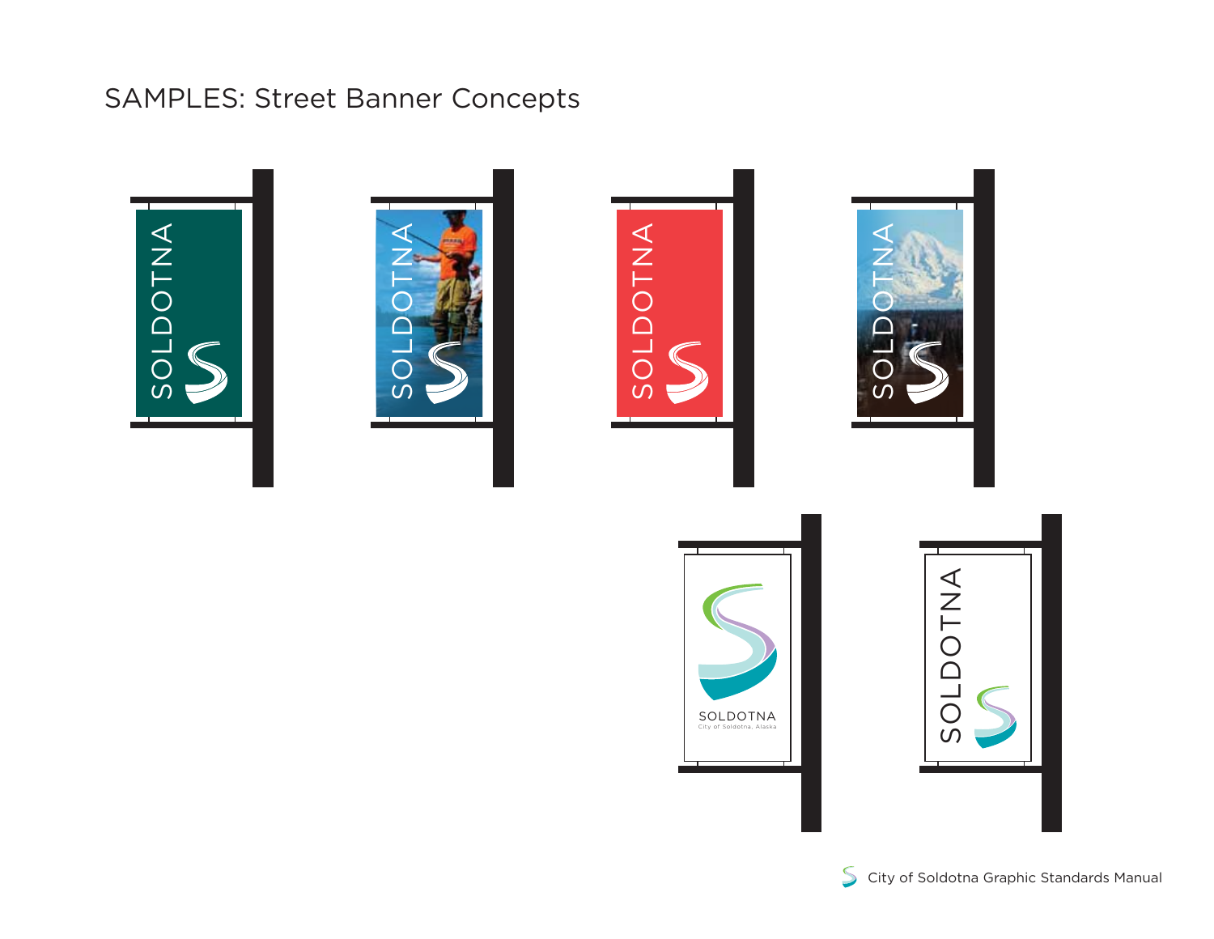# SAMPLES: Street Banner Concepts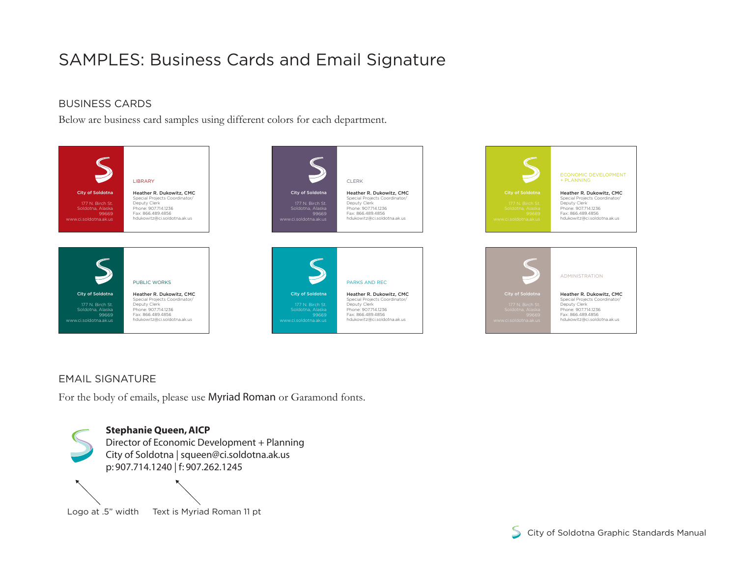# SAMPLES: Business Cards and Email Signature

## BUSINESS CARDS

Below are business card samples using different colors for each department.

City of Soldotna
177 N. Birch St.
Soldotna, Alaska
99669
www.ci.soldotna.ak.us

LIBRARY

**Heather R. Dukowitz, CMC**
Special Projects Coordinator/
Deputy Clerk
Phone: 907.714.1236
Fax: 866.489.4856
hdukowitz@ci.soldotna.ak.us

City of Soldotna
177 N. Birch St.
Soldotna, Alaska
99669
www.ci.soldotna.ak.us

CLERK

**Heather R. Dukowitz, CMC**
Special Projects Coordinator/
Deputy Clerk
Phone: 907.714.1236
Fax: 866.489.4856
hdukowitz@ci.soldotna.ak.us

City of Soldotna
177 N. Birch St.
Soldotna, Alaska
99669
www.ci.soldotna.ak.us

ECONOMIC DEVELOPMENT
+ PLANNING

**Heather R. Dukowitz, CMC**
Special Projects Coordinator/
Deputy Clerk
Phone: 907.714.1236
Fax: 866.489.4856
hdukowitz@ci.soldotna.ak.us

City of Soldotna
177 N. Birch St.
Soldotna, Alaska
99669
www.ci.soldotna.ak.us

PUBLIC WORKS

**Heather R. Dukowitz, CMC**
Special Projects Coordinator/
Deputy Clerk
Phone: 907.714.1236
Fax: 866.489.4856
hdukowitz@ci.soldotna.ak.us

City of Soldotna
177 N. Birch St.
Soldotna, Alaska
99669
www.ci.soldotna.ak.us

PARKS AND REC

**Heather R. Dukowitz, CMC**
Special Projects Coordinator/
Deputy Clerk
Phone: 907.714.1236
Fax: 866.489.4856
hdukowitz@ci.soldotna.ak.us

City of Soldotna
177 N. Birch St.
Soldotna, Alaska
99669
www.ci.soldotna.ak.us

ADMINISTRATION

**Heather R. Dukowitz, CMC**
Special Projects Coordinator/
Deputy Clerk
Phone: 907.714.1236
Fax: 866.489.4856
hdukowitz@ci.soldotna.ak.us

## EMAIL SIGNATURE

For the body of emails, please use Myriad Roman or Garamond fonts.

**Stephanie Queen, AICP**
Director of Economic Development + Planning
City of Soldotna | squeen@ci.soldotna.ak.us
p: 907.714.1240 | f: 907.262.1245

Logo at .5" width

Text is Myriad Roman 11 pt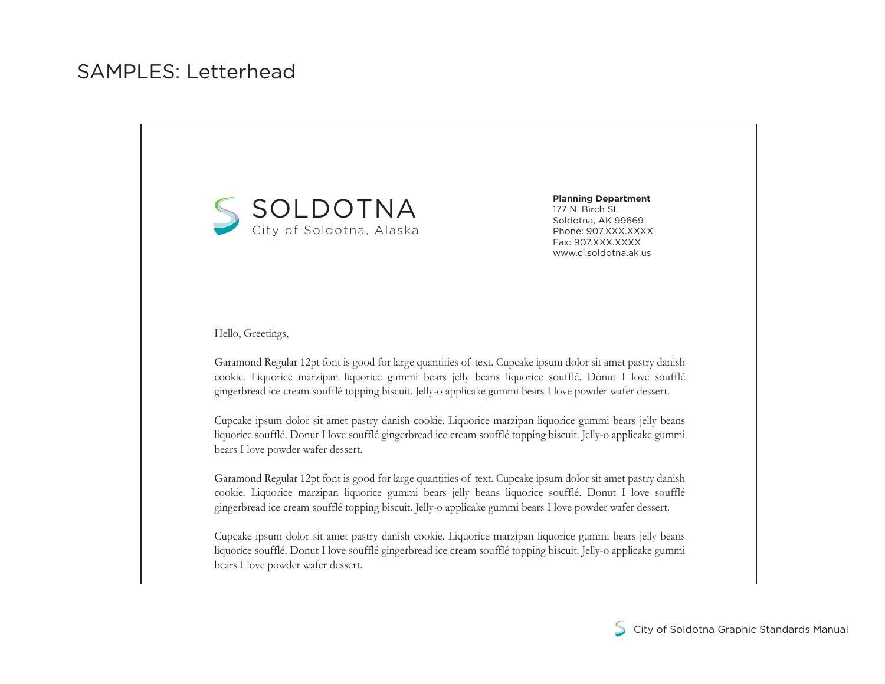# SAMPLES: Letterhead

SOLDOTNA
City of Soldotna, Alaska

**Planning Department**
177 N. Birch St.
Soldotna, AK 99669
Phone: 907.XXX.XXXX
Fax: 907.XXX.XXXX
www.ci.soldotna.ak.us

Hello, Greetings,

Garamond Regular 12pt font is good for large quantities of text. Cupcake ipsum dolor sit amet pastry danish cookie. Liquorice marzipan liquorice gummi bears jelly beans liquorice soufflé. Donut I love soufflé gingerbread ice cream soufflé topping biscuit. Jelly-o applicake gummi bears I love powder wafer dessert.

Cupcake ipsum dolor sit amet pastry danish cookie. Liquorice marzipan liquorice gummi bears jelly beans liquorice soufflé. Donut I love soufflé gingerbread ice cream soufflé topping biscuit. Jelly-o applicake gummi bears I love powder wafer dessert.

Garamond Regular 12pt font is good for large quantities of text. Cupcake ipsum dolor sit amet pastry danish cookie. Liquorice marzipan liquorice gummi bears jelly beans liquorice soufflé. Donut I love soufflé gingerbread ice cream soufflé topping biscuit. Jelly-o applicake gummi bears I love powder wafer dessert.

Cupcake ipsum dolor sit amet pastry danish cookie. Liquorice marzipan liquorice gummi bears jelly beans liquorice soufflé. Donut I love soufflé gingerbread ice cream soufflé topping biscuit. Jelly-o applicake gummi bears I love powder wafer dessert.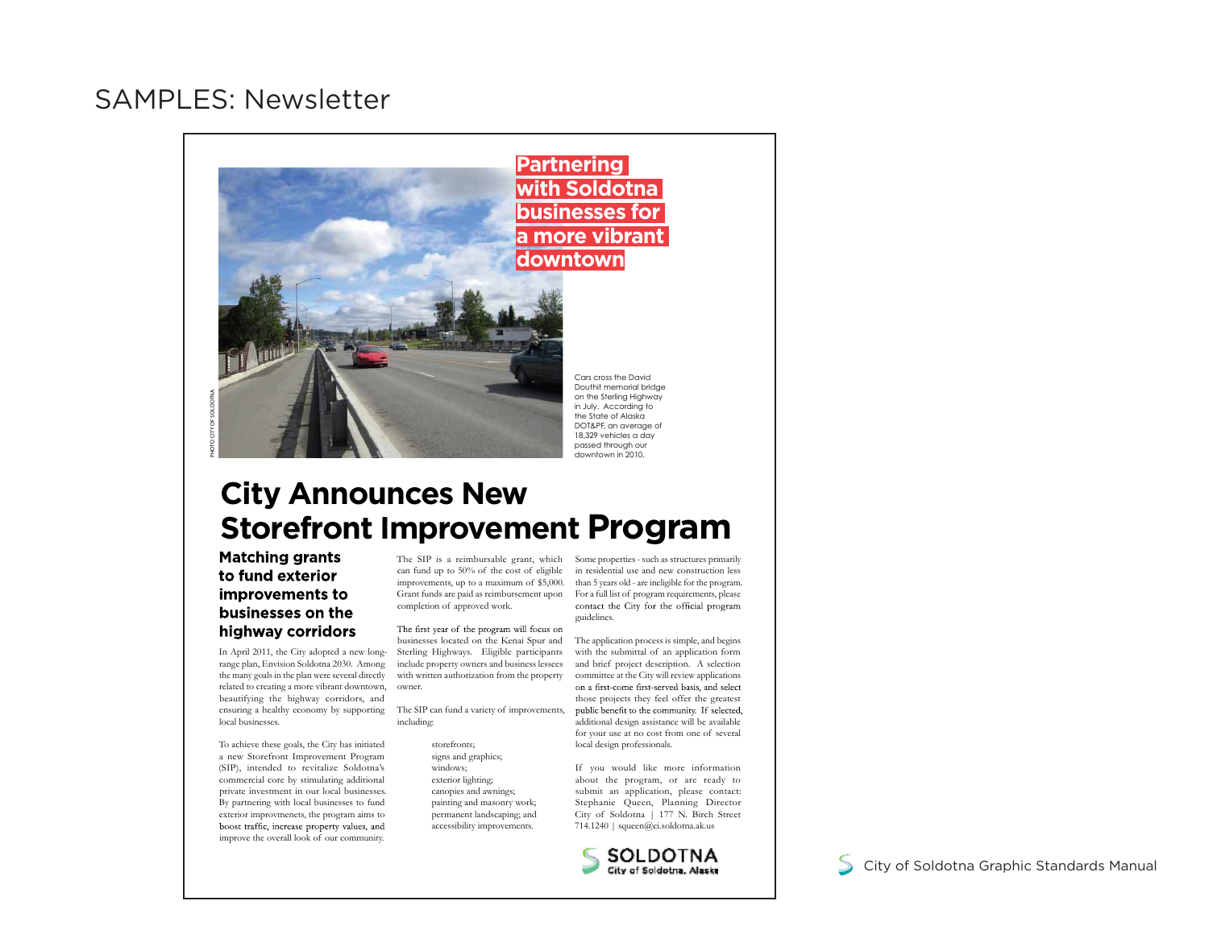# SAMPLES: Newsletter

**Partnering with Soldotna businesses for a more vibrant downtown**

PHOTO CITY OF SOLDOTNA

Cars cross the David Douthit memorial bridge on the Sterling Highway in July. According to the State of Alaska DOT&PF, an average of 18,329 vehicles a day passed through our downtown in 2010.

## City Announces New Storefront Improvement Program

### Matching grants to fund exterior improvements to businesses on the highway corridors

In April 2011, the City adopted a new long-range plan, Envision Soldotna 2030. Among the many goals in the plan were several directly related to creating a more vibrant downtown, beautifying the highway corridors, and ensuring a healthy economy by supporting local businesses.

To achieve these goals, the City has initiated a new Storefront Improvement Program (SIP), intended to revitalize Soldotna's commercial core by stimulating additional private investment in our local businesses. By partnering with local businesses to fund exterior improvmenets, the program aims to boost traffic, increase property values, and improve the overall look of our community.

The SIP is a reimbursable grant, which can fund up to 50% of the cost of eligible improvements, up to a maximum of $5,000. Grant funds are paid as reimbursement upon completion of approved work.

The first year of the program will focus on businesses located on the Kenai Spur and Sterling Highways. Eligible participants include property owners and business lessees with written authorization from the property owner.

The SIP can fund a variety of improvements, including:

- storefronts;
- signs and graphics;
- windows;
- exterior lighting;
- canopies and awnings;
- painting and masonry work;
- permanent landscaping; and
- accessibility improvements.

Some properties - such as structures primarily in residential use and new construction less than 5 years old - are ineligible for the program. For a full list of program requirements, please contact the City for the official program guidelines.

The application process is simple, and begins with the submittal of an application form and brief project description. A selection committee at the City will review applications on a first-come first-served basis, and select those projects they feel offer the greatest public benefit to the community. If selected, additional design assistance will be available for your use at no cost from one of several local design professionals.

If you would like more information about the program, or are ready to submit an application, please contact: Stephanie Queen, Planning Director City of Soldotna | 177 N. Birch Street 714.1240 | squeen@ci.soldotna.ak.us

SOLDOTNA
City of Soldotna, Alaska